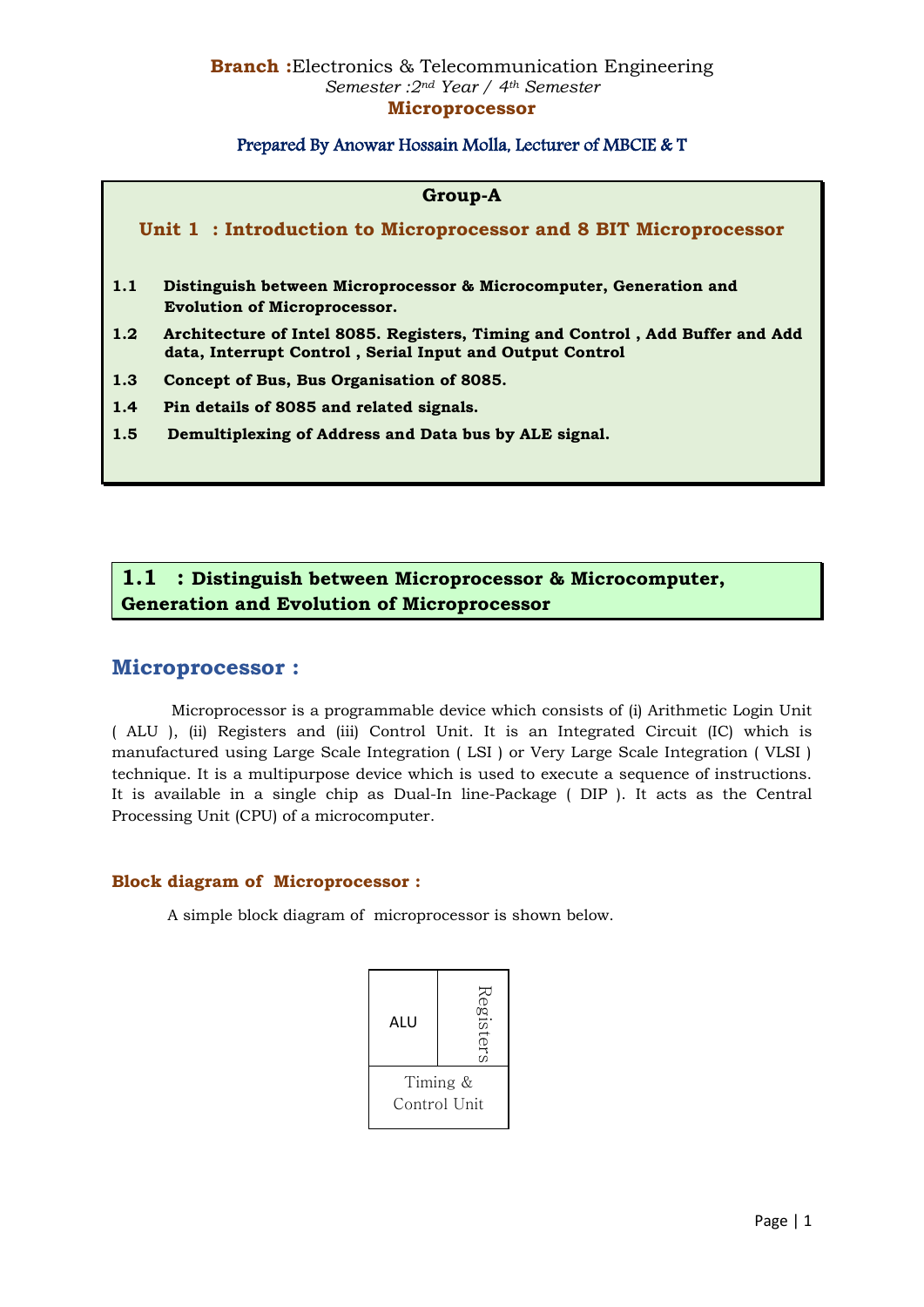**Branch :** Electronics & Telecommunication Engineering
*Semester :2nd Year / 4th Semester*
**Microprocessor**

Prepared By Anowar Hossain Molla, Lecturer of MBCIE & T

**Group-A**

**Unit 1 : Introduction to Microprocessor and 8 BIT Microprocessor**

**1.1** **Distinguish between Microprocessor & Microcomputer, Generation and Evolution of Microprocessor.**

**1.2** **Architecture of Intel 8085. Registers, Timing and Control , Add Buffer and Add data, Interrupt Control , Serial Input and Output Control**

**1.3** **Concept of Bus, Bus Organisation of 8085.**

**1.4** **Pin details of 8085 and related signals.**

**1.5** **Demultiplexing of Address and Data bus by ALE signal.**

## 1.1 : Distinguish between Microprocessor & Microcomputer, Generation and Evolution of Microprocessor

## Microprocessor :

Microprocessor is a programmable device which consists of (i) Arithmetic Login Unit ( ALU ), (ii) Registers and (iii) Control Unit. It is an Integrated Circuit (IC) which is manufactured using Large Scale Integration ( LSI ) or Very Large Scale Integration ( VLSI ) technique. It is a multipurpose device which is used to execute a sequence of instructions. It is available in a single chip as Dual-In line-Package ( DIP ). It acts as the Central Processing Unit (CPU) of a microcomputer.

### Block diagram of Microprocessor :

A simple block diagram of microprocessor is shown below.

| ALU | Registers |
|---|---|
| Timing & Control Unit | |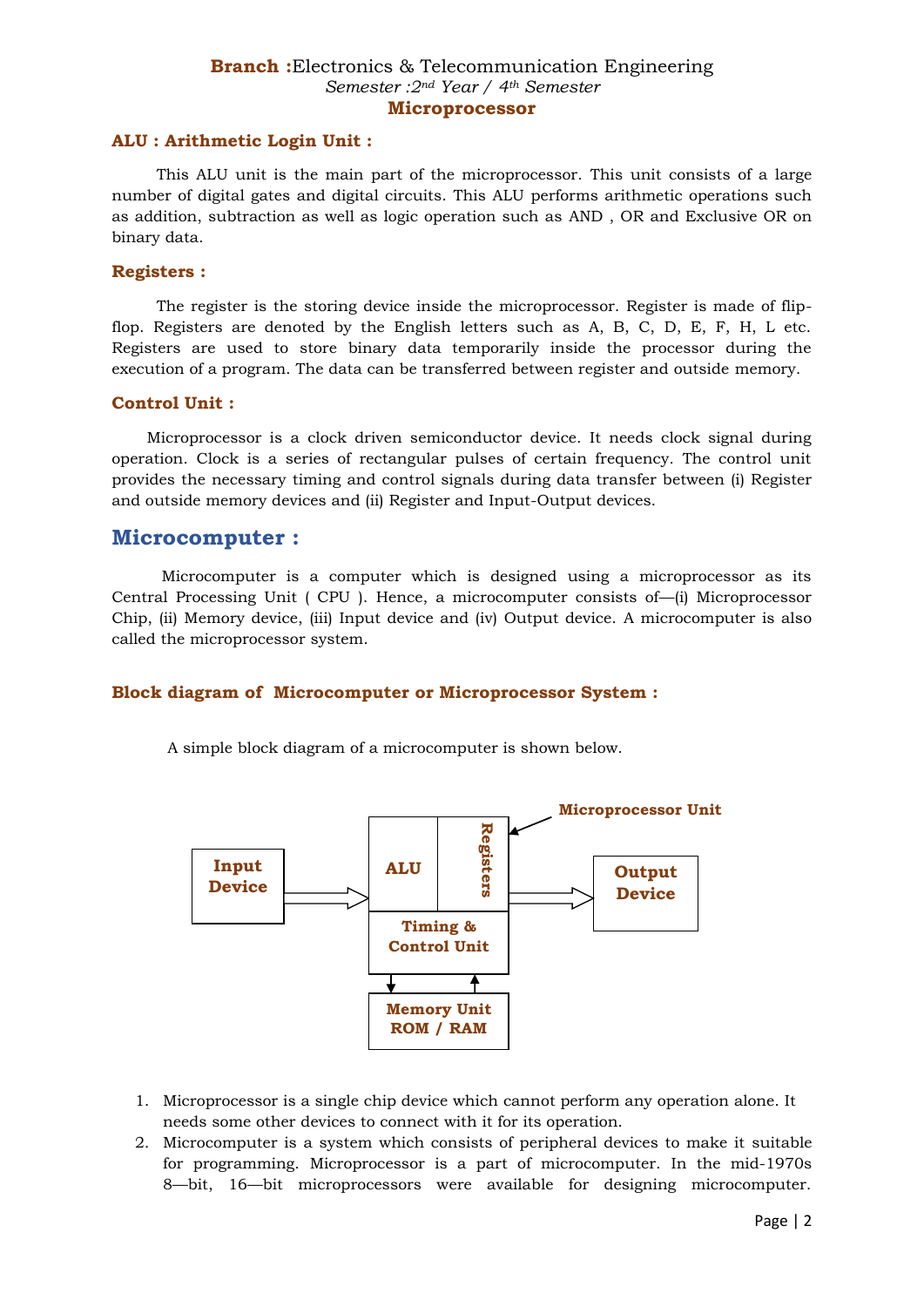**Branch :** Electronics & Telecommunication Engineering
*Semester :2nd Year / 4th Semester*
**Microprocessor**

### ALU : Arithmetic Login Unit :

This ALU unit is the main part of the microprocessor. This unit consists of a large number of digital gates and digital circuits. This ALU performs arithmetic operations such as addition, subtraction as well as logic operation such as AND , OR and Exclusive OR on binary data.

### Registers :

The register is the storing device inside the microprocessor. Register is made of flip-flop. Registers are denoted by the English letters such as A, B, C, D, E, F, H, L etc. Registers are used to store binary data temporarily inside the processor during the execution of a program. The data can be transferred between register and outside memory.

### Control Unit :

Microprocessor is a clock driven semiconductor device. It needs clock signal during operation. Clock is a series of rectangular pulses of certain frequency. The control unit provides the necessary timing and control signals during data transfer between (i) Register and outside memory devices and (ii) Register and Input-Output devices.

## Microcomputer :

Microcomputer is a computer which is designed using a microprocessor as its Central Processing Unit ( CPU ). Hence, a microcomputer consists of—(i) Microprocessor Chip, (ii) Memory device, (iii) Input device and (iv) Output device. A microcomputer is also called the microprocessor system.

### Block diagram of Microcomputer or Microprocessor System :

A simple block diagram of a microcomputer is shown below.

Input Device → [ALU | Registers / Timing & Control Unit] (Microprocessor Unit) → Output Device

Timing & Control Unit ↔ Memory Unit ROM / RAM

1. Microprocessor is a single chip device which cannot perform any operation alone. It needs some other devices to connect with it for its operation.
2. Microcomputer is a system which consists of peripheral devices to make it suitable for programming. Microprocessor is a part of microcomputer. In the mid-1970s 8—bit, 16—bit microprocessors were available for designing microcomputer.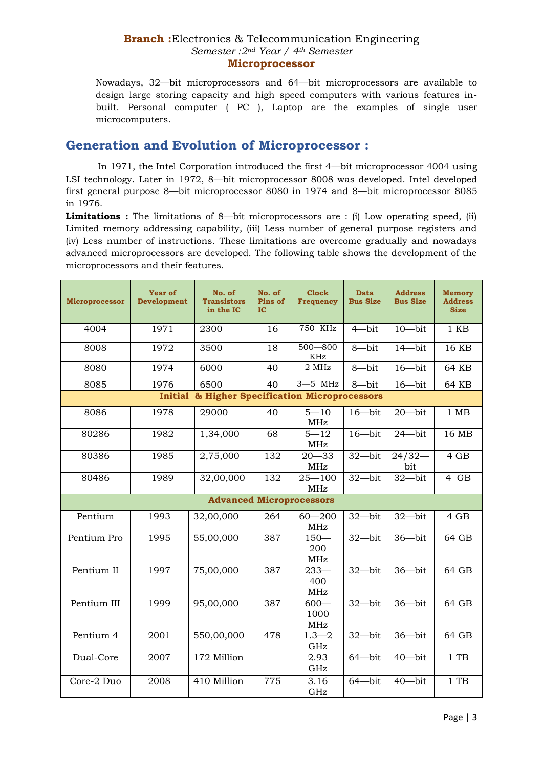Nowadays, 32—bit microprocessors and 64—bit microprocessors are available to design large storing capacity and high speed computers with various features in-built. Personal computer ( PC ), Laptop are the examples of single user microcomputers.

## Generation and Evolution of Microprocessor :

In 1971, the Intel Corporation introduced the first 4—bit microprocessor 4004 using LSI technology. Later in 1972, 8—bit microprocessor 8008 was developed. Intel developed first general purpose 8—bit microprocessor 8080 in 1974 and 8—bit microprocessor 8085 in 1976.

**Limitations :** The limitations of 8—bit microprocessors are : (i) Low operating speed, (ii) Limited memory addressing capability, (iii) Less number of general purpose registers and (iv) Less number of instructions. These limitations are overcome gradually and nowadays advanced microprocessors are developed. The following table shows the development of the microprocessors and their features.

| Microprocessor | Year of Development | No. of Transistors in the IC | No. of Pins of IC | Clock Frequency | Data Bus Size | Address Bus Size | Memory Address Size |
|---|---|---|---|---|---|---|---|
| 4004 | 1971 | 2300 | 16 | 750 KHz | 4—bit | 10—bit | 1 KB |
| 8008 | 1972 | 3500 | 18 | 500—800 KHz | 8—bit | 14—bit | 16 KB |
| 8080 | 1974 | 6000 | 40 | 2 MHz | 8—bit | 16—bit | 64 KB |
| 8085 | 1976 | 6500 | 40 | 3—5 MHz | 8—bit | 16—bit | 64 KB |
| **Initial & Higher Specification Microprocessors** | | | | | | | |
| 8086 | 1978 | 29000 | 40 | 5—10 MHz | 16—bit | 20—bit | 1 MB |
| 80286 | 1982 | 1,34,000 | 68 | 5—12 MHz | 16—bit | 24—bit | 16 MB |
| 80386 | 1985 | 2,75,000 | 132 | 20—33 MHz | 32—bit | 24/32—bit | 4 GB |
| 80486 | 1989 | 32,00,000 | 132 | 25—100 MHz | 32—bit | 32—bit | 4 GB |
| **Advanced Microprocessors** | | | | | | | |
| Pentium | 1993 | 32,00,000 | 264 | 60—200 MHz | 32—bit | 32—bit | 4 GB |
| Pentium Pro | 1995 | 55,00,000 | 387 | 150—200 MHz | 32—bit | 36—bit | 64 GB |
| Pentium II | 1997 | 75,00,000 | 387 | 233—400 MHz | 32—bit | 36—bit | 64 GB |
| Pentium III | 1999 | 95,00,000 | 387 | 600—1000 MHz | 32—bit | 36—bit | 64 GB |
| Pentium 4 | 2001 | 550,00,000 | 478 | 1.3—2 GHz | 32—bit | 36—bit | 64 GB |
| Dual-Core | 2007 | 172 Million | | 2.93 GHz | 64—bit | 40—bit | 1 TB |
| Core-2 Duo | 2008 | 410 Million | 775 | 3.16 GHz | 64—bit | 40—bit | 1 TB |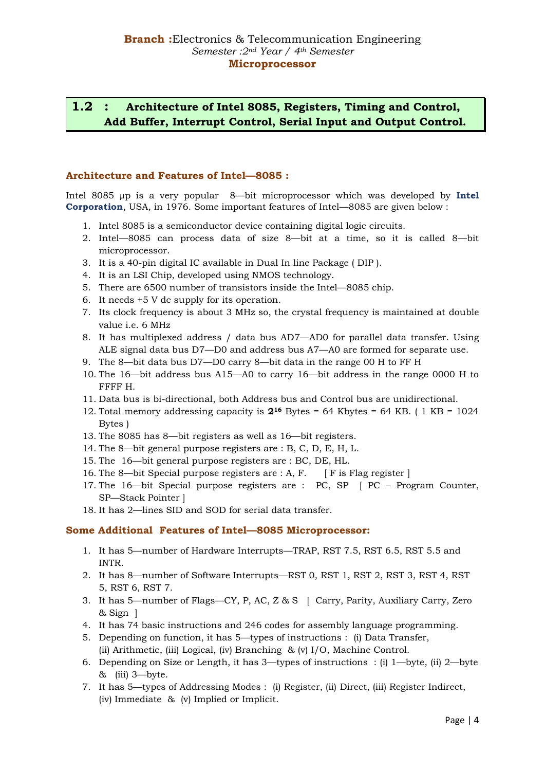## 1.2 : Architecture of Intel 8085, Registers, Timing and Control, Add Buffer, Interrupt Control, Serial Input and Output Control.

### Architecture and Features of Intel—8085 :

Intel 8085 µp is a very popular 8—bit microprocessor which was developed by **Intel Corporation**, USA, in 1976. Some important features of Intel—8085 are given below :

1. Intel 8085 is a semiconductor device containing digital logic circuits.
2. Intel—8085 can process data of size 8—bit at a time, so it is called 8—bit microprocessor.
3. It is a 40-pin digital IC available in Dual In line Package ( DIP ).
4. It is an LSI Chip, developed using NMOS technology.
5. There are 6500 number of transistors inside the Intel—8085 chip.
6. It needs +5 V dc supply for its operation.
7. Its clock frequency is about 3 MHz so, the crystal frequency is maintained at double value i.e. 6 MHz
8. It has multiplexed address / data bus AD7—AD0 for parallel data transfer. Using ALE signal data bus D7—D0 and address bus A7—A0 are formed for separate use.
9. The 8—bit data bus D7—D0 carry 8—bit data in the range 00 H to FF H
10. The 16—bit address bus A15—A0 to carry 16—bit address in the range 0000 H to FFFF H.
11. Data bus is bi-directional, both Address bus and Control bus are unidirectional.
12. Total memory addressing capacity is $\mathbf{2^{16}}$ Bytes = 64 Kbytes = 64 KB. ( 1 KB = 1024 Bytes )
13. The 8085 has 8—bit registers as well as 16—bit registers.
14. The 8—bit general purpose registers are : B, C, D, E, H, L.
15. The 16—bit general purpose registers are : BC, DE, HL.
16. The 8—bit Special purpose registers are : A, F. [ F is Flag register ]
17. The 16—bit Special purpose registers are : PC, SP [ PC – Program Counter, SP—Stack Pointer ]
18. It has 2—lines SID and SOD for serial data transfer.

### Some Additional Features of Intel—8085 Microprocessor:

1. It has 5—number of Hardware Interrupts—TRAP, RST 7.5, RST 6.5, RST 5.5 and INTR.
2. It has 8—number of Software Interrupts—RST 0, RST 1, RST 2, RST 3, RST 4, RST 5, RST 6, RST 7.
3. It has 5—number of Flags—CY, P, AC, Z & S [ Carry, Parity, Auxiliary Carry, Zero & Sign ]
4. It has 74 basic instructions and 246 codes for assembly language programming.
5. Depending on function, it has 5—types of instructions : (i) Data Transfer, (ii) Arithmetic, (iii) Logical, (iv) Branching & (v) I/O, Machine Control.
6. Depending on Size or Length, it has 3—types of instructions : (i) 1—byte, (ii) 2—byte & (iii) 3—byte.
7. It has 5—types of Addressing Modes : (i) Register, (ii) Direct, (iii) Register Indirect, (iv) Immediate & (v) Implied or Implicit.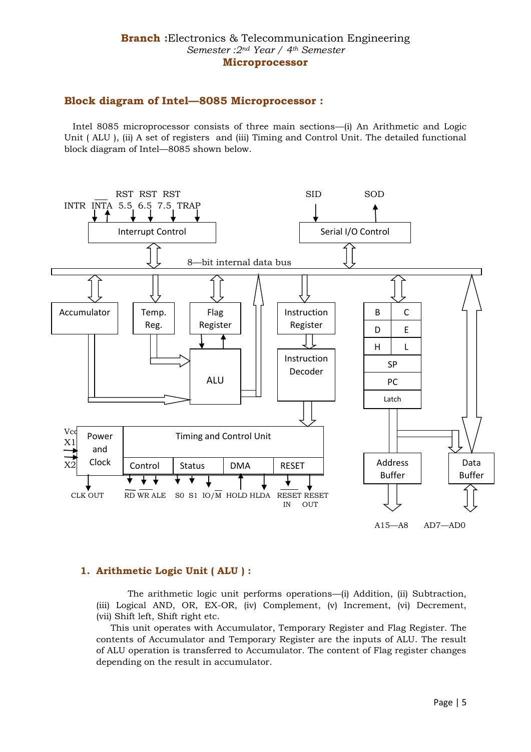## Block diagram of Intel—8085 Microprocessor :

Intel 8085 microprocessor consists of three main sections—(i) An Arithmetic and Logic Unit ( ALU ), (ii) A set of registers and (iii) Timing and Control Unit. The detailed functional block diagram of Intel—8085 shown below.

### 1. Arithmetic Logic Unit ( ALU ) :

The arithmetic logic unit performs operations—(i) Addition, (ii) Subtraction, (iii) Logical AND, OR, EX-OR, (iv) Complement, (v) Increment, (vi) Decrement, (vii) Shift left, Shift right etc.

This unit operates with Accumulator, Temporary Register and Flag Register. The contents of Accumulator and Temporary Register are the inputs of ALU. The result of ALU operation is transferred to Accumulator. The content of Flag register changes depending on the result in accumulator.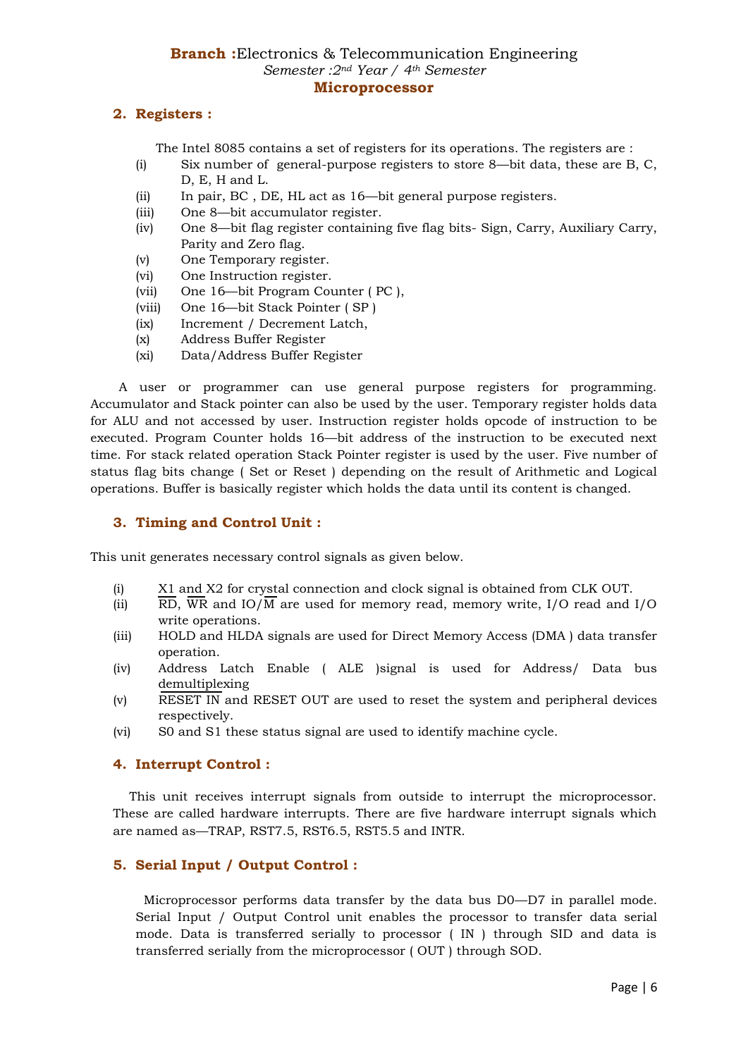## 2. Registers :

The Intel 8085 contains a set of registers for its operations. The registers are :

(i) Six number of general-purpose registers to store 8—bit data, these are B, C, D, E, H and L.
(ii) In pair, BC , DE, HL act as 16—bit general purpose registers.
(iii) One 8—bit accumulator register.
(iv) One 8—bit flag register containing five flag bits- Sign, Carry, Auxiliary Carry, Parity and Zero flag.
(v) One Temporary register.
(vi) One Instruction register.
(vii) One 16—bit Program Counter ( PC ),
(viii) One 16—bit Stack Pointer ( SP )
(ix) Increment / Decrement Latch,
(x) Address Buffer Register
(xi) Data/Address Buffer Register

A user or programmer can use general purpose registers for programming. Accumulator and Stack pointer can also be used by the user. Temporary register holds data for ALU and not accessed by user. Instruction register holds opcode of instruction to be executed. Program Counter holds 16—bit address of the instruction to be executed next time. For stack related operation Stack Pointer register is used by the user. Five number of status flag bits change ( Set or Reset ) depending on the result of Arithmetic and Logical operations. Buffer is basically register which holds the data until its content is changed.

## 3. Timing and Control Unit :

This unit generates necessary control signals as given below.

(i) X1 and X2 for crystal connection and clock signal is obtained from CLK OUT.
(ii) $\overline{RD}$, $\overline{WR}$ and IO/$\overline{M}$ are used for memory read, memory write, I/O read and I/O write operations.
(iii) HOLD and HLDA signals are used for Direct Memory Access (DMA ) data transfer operation.
(iv) Address Latch Enable ( ALE )signal is used for Address/ Data bus demultiplexing
(v) $\overline{RESET\ IN}$ and RESET OUT are used to reset the system and peripheral devices respectively.
(vi) S0 and S1 these status signal are used to identify machine cycle.

## 4. Interrupt Control :

This unit receives interrupt signals from outside to interrupt the microprocessor. These are called hardware interrupts. There are five hardware interrupt signals which are named as—TRAP, RST7.5, RST6.5, RST5.5 and INTR.

## 5. Serial Input / Output Control :

Microprocessor performs data transfer by the data bus D0—D7 in parallel mode. Serial Input / Output Control unit enables the processor to transfer data serial mode. Data is transferred serially to processor ( IN ) through SID and data is transferred serially from the microprocessor ( OUT ) through SOD.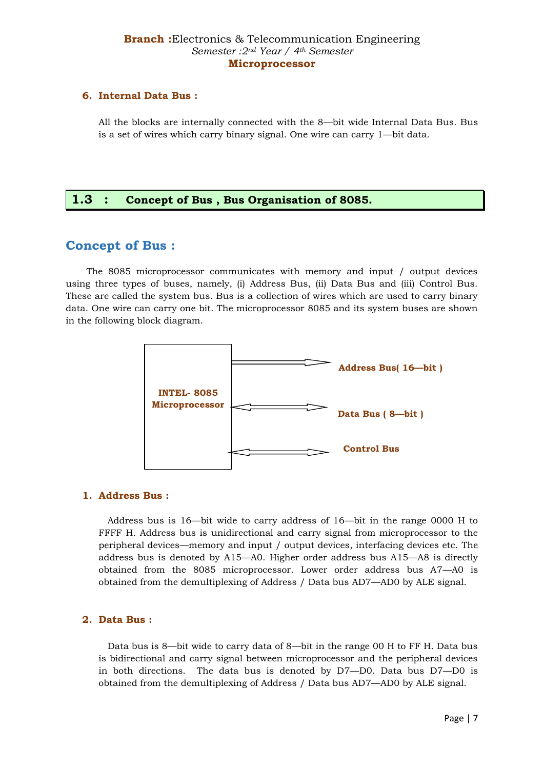### 6. Internal Data Bus :

All the blocks are internally connected with the 8—bit wide Internal Data Bus. Bus is a set of wires which carry binary signal. One wire can carry 1—bit data.

## 1.3 : Concept of Bus , Bus Organisation of 8085.

## Concept of Bus :

The 8085 microprocessor communicates with memory and input / output devices using three types of buses, namely, (i) Address Bus, (ii) Data Bus and (iii) Control Bus. These are called the system bus. Bus is a collection of wires which are used to carry binary data. One wire can carry one bit. The microprocessor 8085 and its system buses are shown in the following block diagram.

INTEL- 8085 Microprocessor

Address Bus( 16—bit )

Data Bus ( 8—bit )

Control Bus

### 1. Address Bus :

Address bus is 16—bit wide to carry address of 16—bit in the range 0000 H to FFFF H. Address bus is unidirectional and carry signal from microprocessor to the peripheral devices—memory and input / output devices, interfacing devices etc. The address bus is denoted by A15—A0. Higher order address bus A15—A8 is directly obtained from the 8085 microprocessor. Lower order address bus A7—A0 is obtained from the demultiplexing of Address / Data bus AD7—AD0 by ALE signal.

### 2. Data Bus :

Data bus is 8—bit wide to carry data of 8—bit in the range 00 H to FF H. Data bus is bidirectional and carry signal between microprocessor and the peripheral devices in both directions. The data bus is denoted by D7—D0. Data bus D7—D0 is obtained from the demultiplexing of Address / Data bus AD7—AD0 by ALE signal.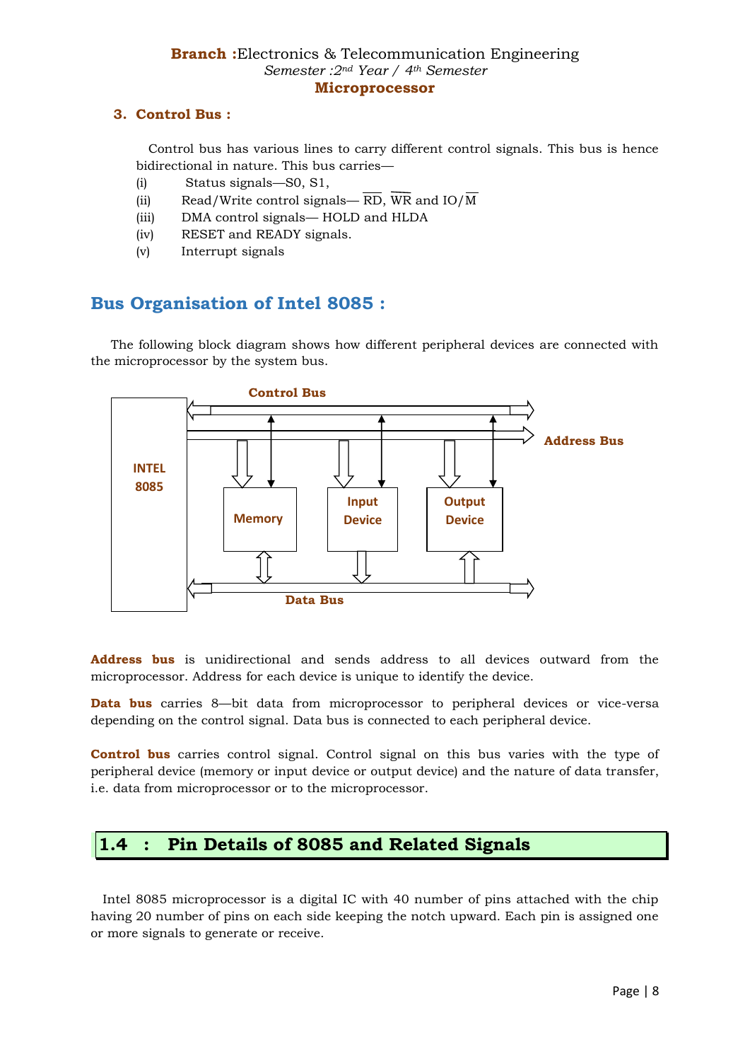### 3. Control Bus :

Control bus has various lines to carry different control signals. This bus is hence bidirectional in nature. This bus carries—

(i) Status signals—S0, S1,

(ii) Read/Write control signals— $\overline{RD}$, $\overline{WR}$ and IO/$\overline{M}$

(iii) DMA control signals— HOLD and HLDA

(iv) RESET and READY signals.

(v) Interrupt signals

## Bus Organisation of Intel 8085 :

The following block diagram shows how different peripheral devices are connected with the microprocessor by the system bus.

Control Bus

INTEL 8085

Address Bus

Memory

Input Device

Output Device

Data Bus

**Address bus** is unidirectional and sends address to all devices outward from the microprocessor. Address for each device is unique to identify the device.

**Data bus** carries 8—bit data from microprocessor to peripheral devices or vice-versa depending on the control signal. Data bus is connected to each peripheral device.

**Control bus** carries control signal. Control signal on this bus varies with the type of peripheral device (memory or input device or output device) and the nature of data transfer, i.e. data from microprocessor or to the microprocessor.

## 1.4 : Pin Details of 8085 and Related Signals

Intel 8085 microprocessor is a digital IC with 40 number of pins attached with the chip having 20 number of pins on each side keeping the notch upward. Each pin is assigned one or more signals to generate or receive.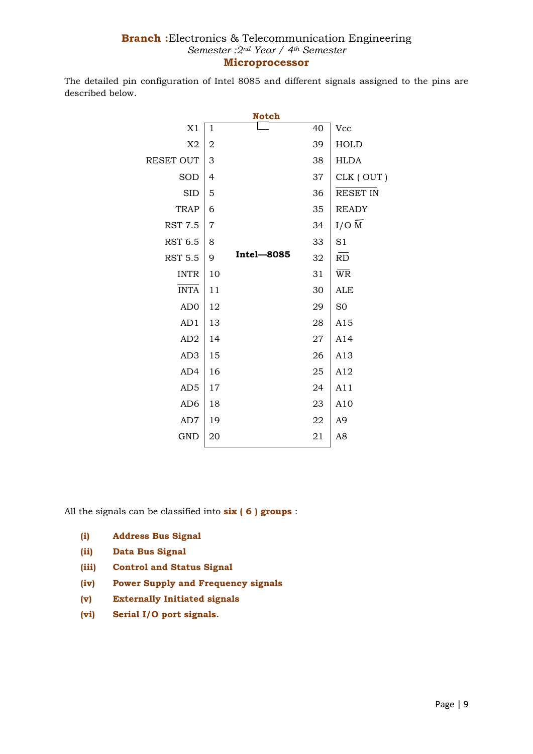**Branch :** Electronics & Telecommunication Engineering

*Semester :2nd Year / 4th Semester*

**Microprocessor**

The detailed pin configuration of Intel 8085 and different signals assigned to the pins are described below.

**Intel—8085** (Notch at top)

| Signal | Pin | Pin | Signal |
|---|---|---|---|
| X1 | 1 | 40 | Vcc |
| X2 | 2 | 39 | HOLD |
| RESET OUT | 3 | 38 | HLDA |
| SOD | 4 | 37 | CLK ( OUT ) |
| SID | 5 | 36 | $\overline{\text{RESET IN}}$ |
| TRAP | 6 | 35 | READY |
| RST 7.5 | 7 | 34 | I/O $\overline{\text{M}}$ |
| RST 6.5 | 8 | 33 | S1 |
| RST 5.5 | 9 | 32 | $\overline{\text{RD}}$ |
| INTR | 10 | 31 | $\overline{\text{WR}}$ |
| $\overline{\text{INTA}}$ | 11 | 30 | ALE |
| AD0 | 12 | 29 | S0 |
| AD1 | 13 | 28 | A15 |
| AD2 | 14 | 27 | A14 |
| AD3 | 15 | 26 | A13 |
| AD4 | 16 | 25 | A12 |
| AD5 | 17 | 24 | A11 |
| AD6 | 18 | 23 | A10 |
| AD7 | 19 | 22 | A9 |
| GND | 20 | 21 | A8 |

All the signals can be classified into **six ( 6 ) groups** :

- **(i)** **Address Bus Signal**
- **(ii)** **Data Bus Signal**
- **(iii)** **Control and Status Signal**
- **(iv)** **Power Supply and Frequency signals**
- **(v)** **Externally Initiated signals**
- **(vi)** **Serial I/O port signals.**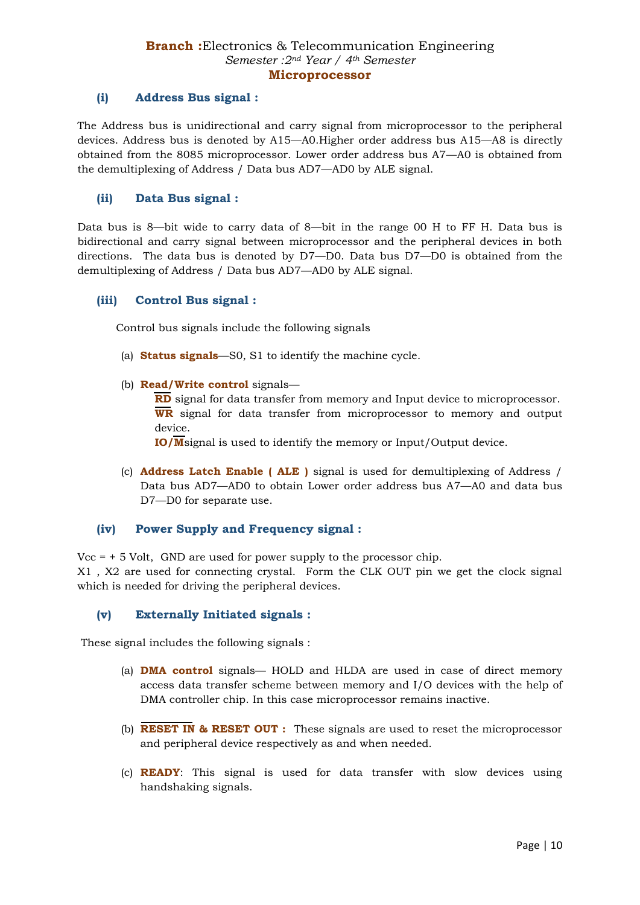### (i) Address Bus signal :

The Address bus is unidirectional and carry signal from microprocessor to the peripheral devices. Address bus is denoted by A15—A0.Higher order address bus A15—A8 is directly obtained from the 8085 microprocessor. Lower order address bus A7—A0 is obtained from the demultiplexing of Address / Data bus AD7—AD0 by ALE signal.

### (ii) Data Bus signal :

Data bus is 8—bit wide to carry data of 8—bit in the range 00 H to FF H. Data bus is bidirectional and carry signal between microprocessor and the peripheral devices in both directions. The data bus is denoted by D7—D0. Data bus D7—D0 is obtained from the demultiplexing of Address / Data bus AD7—AD0 by ALE signal.

### (iii) Control Bus signal :

Control bus signals include the following signals

(a) **Status signals**—S0, S1 to identify the machine cycle.

(b) **Read/Write control** signals—
 **$\overline{RD}$** signal for data transfer from memory and Input device to microprocessor.
 **$\overline{WR}$** signal for data transfer from microprocessor to memory and output device.
 **IO/$\overline{M}$**signal is used to identify the memory or Input/Output device.

(c) **Address Latch Enable ( ALE )** signal is used for demultiplexing of Address / Data bus AD7—AD0 to obtain Lower order address bus A7—A0 and data bus D7—D0 for separate use.

### (iv) Power Supply and Frequency signal :

Vcc = + 5 Volt, GND are used for power supply to the processor chip.
X1 , X2 are used for connecting crystal. Form the CLK OUT pin we get the clock signal which is needed for driving the peripheral devices.

### (v) Externally Initiated signals :

These signal includes the following signals :

(a) **DMA control** signals— HOLD and HLDA are used in case of direct memory access data transfer scheme between memory and I/O devices with the help of DMA controller chip. In this case microprocessor remains inactive.

(b) **$\overline{\text{RESET IN}}$ & RESET OUT :** These signals are used to reset the microprocessor and peripheral device respectively as and when needed.

(c) **READY**: This signal is used for data transfer with slow devices using handshaking signals.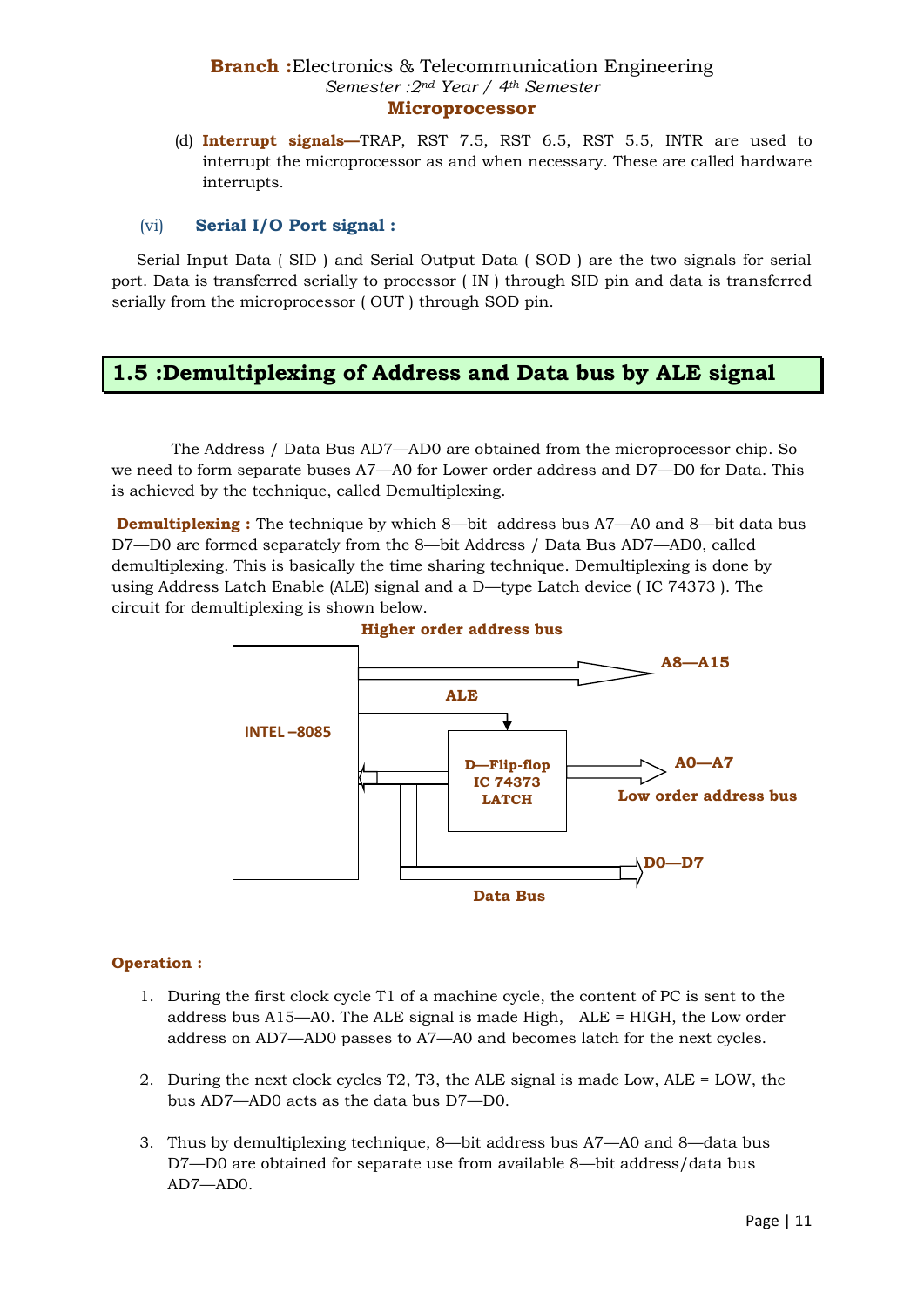(d) **Interrupt signals—**TRAP, RST 7.5, RST 6.5, RST 5.5, INTR are used to interrupt the microprocessor as and when necessary. These are called hardware interrupts.

(vi) **Serial I/O Port signal :**

Serial Input Data ( SID ) and Serial Output Data ( SOD ) are the two signals for serial port. Data is transferred serially to processor ( IN ) through SID pin and data is transferred serially from the microprocessor ( OUT ) through SOD pin.

## 1.5 :Demultiplexing of Address and Data bus by ALE signal

The Address / Data Bus AD7—AD0 are obtained from the microprocessor chip. So we need to form separate buses A7—A0 for Lower order address and D7—D0 for Data. This is achieved by the technique, called Demultiplexing.

**Demultiplexing :** The technique by which 8—bit address bus A7—A0 and 8—bit data bus D7—D0 are formed separately from the 8—bit Address / Data Bus AD7—AD0, called demultiplexing. This is basically the time sharing technique. Demultiplexing is done by using Address Latch Enable (ALE) signal and a D—type Latch device ( IC 74373 ). The circuit for demultiplexing is shown below.

Higher order address bus

A8—A15

ALE

INTEL –8085

D—Flip-flop
IC 74373
LATCH

A0—A7

Low order address bus

D0—D7

Data Bus

**Operation :**

1. During the first clock cycle T1 of a machine cycle, the content of PC is sent to the address bus A15—A0. The ALE signal is made High, ALE = HIGH, the Low order address on AD7—AD0 passes to A7—A0 and becomes latch for the next cycles.

2. During the next clock cycles T2, T3, the ALE signal is made Low, ALE = LOW, the bus AD7—AD0 acts as the data bus D7—D0.

3. Thus by demultiplexing technique, 8—bit address bus A7—A0 and 8—data bus D7—D0 are obtained for separate use from available 8—bit address/data bus AD7—AD0.